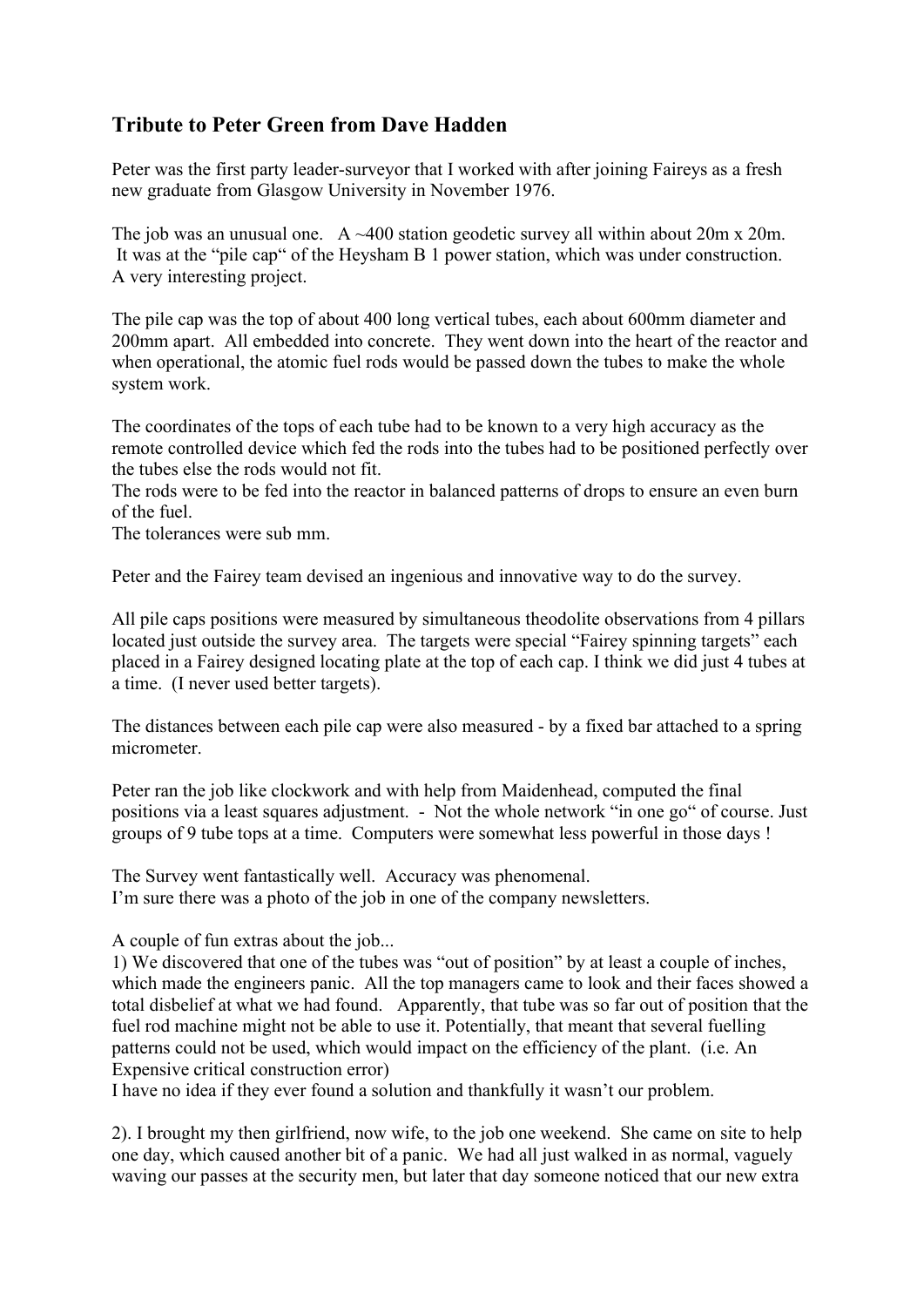## Tribute to Peter Green from Dave Hadden

Peter was the first party leader-surveyor that I worked with after joining Faireys as a fresh new graduate from Glasgow University in November 1976.

The job was an unusual one. A ~400 station geodetic survey all within about 20m x 20m. It was at the "pile cap" of the Heysham B 1 power station, which was under construction. A very interesting project.

The pile cap was the top of about 400 long vertical tubes, each about 600mm diameter and 200mm apart. All embedded into concrete. They went down into the heart of the reactor and when operational, the atomic fuel rods would be passed down the tubes to make the whole system work.

The coordinates of the tops of each tube had to be known to a very high accuracy as the remote controlled device which fed the rods into the tubes had to be positioned perfectly over the tubes else the rods would not fit.
The rods were to be fed into the reactor in balanced patterns of drops to ensure an even burn of the fuel.
The tolerances were sub mm.

Peter and the Fairey team devised an ingenious and innovative way to do the survey.

All pile caps positions were measured by simultaneous theodolite observations from 4 pillars located just outside the survey area. The targets were special "Fairey spinning targets" each placed in a Fairey designed locating plate at the top of each cap. I think we did just 4 tubes at a time. (I never used better targets).

The distances between each pile cap were also measured - by a fixed bar attached to a spring micrometer.

Peter ran the job like clockwork and with help from Maidenhead, computed the final positions via a least squares adjustment. - Not the whole network "in one go" of course. Just groups of 9 tube tops at a time. Computers were somewhat less powerful in those days !

The Survey went fantastically well. Accuracy was phenomenal.
I'm sure there was a photo of the job in one of the company newsletters.

A couple of fun extras about the job...

1) We discovered that one of the tubes was "out of position" by at least a couple of inches, which made the engineers panic. All the top managers came to look and their faces showed a total disbelief at what we had found. Apparently, that tube was so far out of position that the fuel rod machine might not be able to use it. Potentially, that meant that several fuelling patterns could not be used, which would impact on the efficiency of the plant. (i.e. An Expensive critical construction error)
I have no idea if they ever found a solution and thankfully it wasn't our problem.

2). I brought my then girlfriend, now wife, to the job one weekend. She came on site to help one day, which caused another bit of a panic. We had all just walked in as normal, vaguely waving our passes at the security men, but later that day someone noticed that our new extra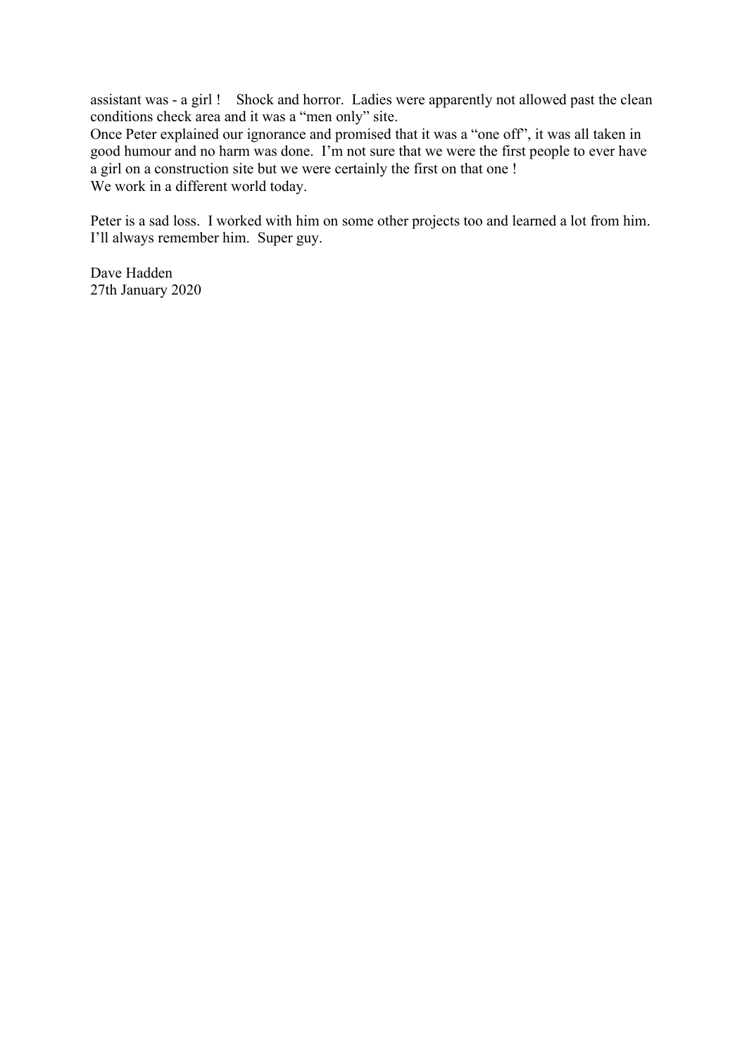assistant was - a girl !    Shock and horror.  Ladies were apparently not allowed past the clean conditions check area and it was a "men only" site.
Once Peter explained our ignorance and promised that it was a "one off", it was all taken in good humour and no harm was done.  I'm not sure that we were the first people to ever have a girl on a construction site but we were certainly the first on that one !
We work in a different world today.

Peter is a sad loss.  I worked with him on some other projects too and learned a lot from him. I'll always remember him.  Super guy.

Dave Hadden
27th January 2020